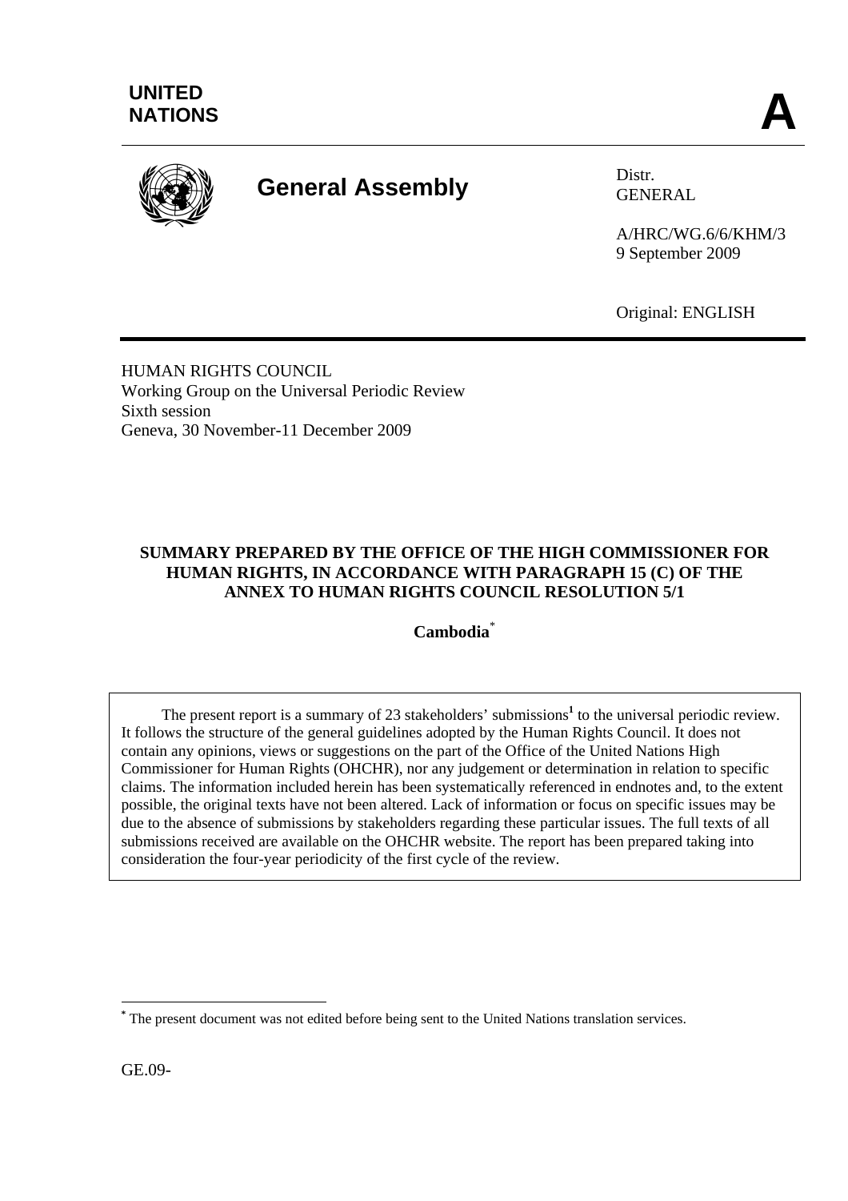**UNITED NATIONS** **A**

# General Assembly

Distr.
GENERAL

A/HRC/WG.6/6/KHM/3
9 September 2009

Original: ENGLISH

HUMAN RIGHTS COUNCIL
Working Group on the Universal Periodic Review
Sixth session
Geneva, 30 November-11 December 2009

## SUMMARY PREPARED BY THE OFFICE OF THE HIGH COMMISSIONER FOR HUMAN RIGHTS, IN ACCORDANCE WITH PARAGRAPH 15 (C) OF THE ANNEX TO HUMAN RIGHTS COUNCIL RESOLUTION 5/1

## Cambodia[*]

The present report is a summary of 23 stakeholders' submissions[1] to the universal periodic review. It follows the structure of the general guidelines adopted by the Human Rights Council. It does not contain any opinions, views or suggestions on the part of the Office of the United Nations High Commissioner for Human Rights (OHCHR), nor any judgement or determination in relation to specific claims. The information included herein has been systematically referenced in endnotes and, to the extent possible, the original texts have not been altered. Lack of information or focus on specific issues may be due to the absence of submissions by stakeholders regarding these particular issues. The full texts of all submissions received are available on the OHCHR website. The report has been prepared taking into consideration the four-year periodicity of the first cycle of the review.

[*] The present document was not edited before being sent to the United Nations translation services.

GE.09-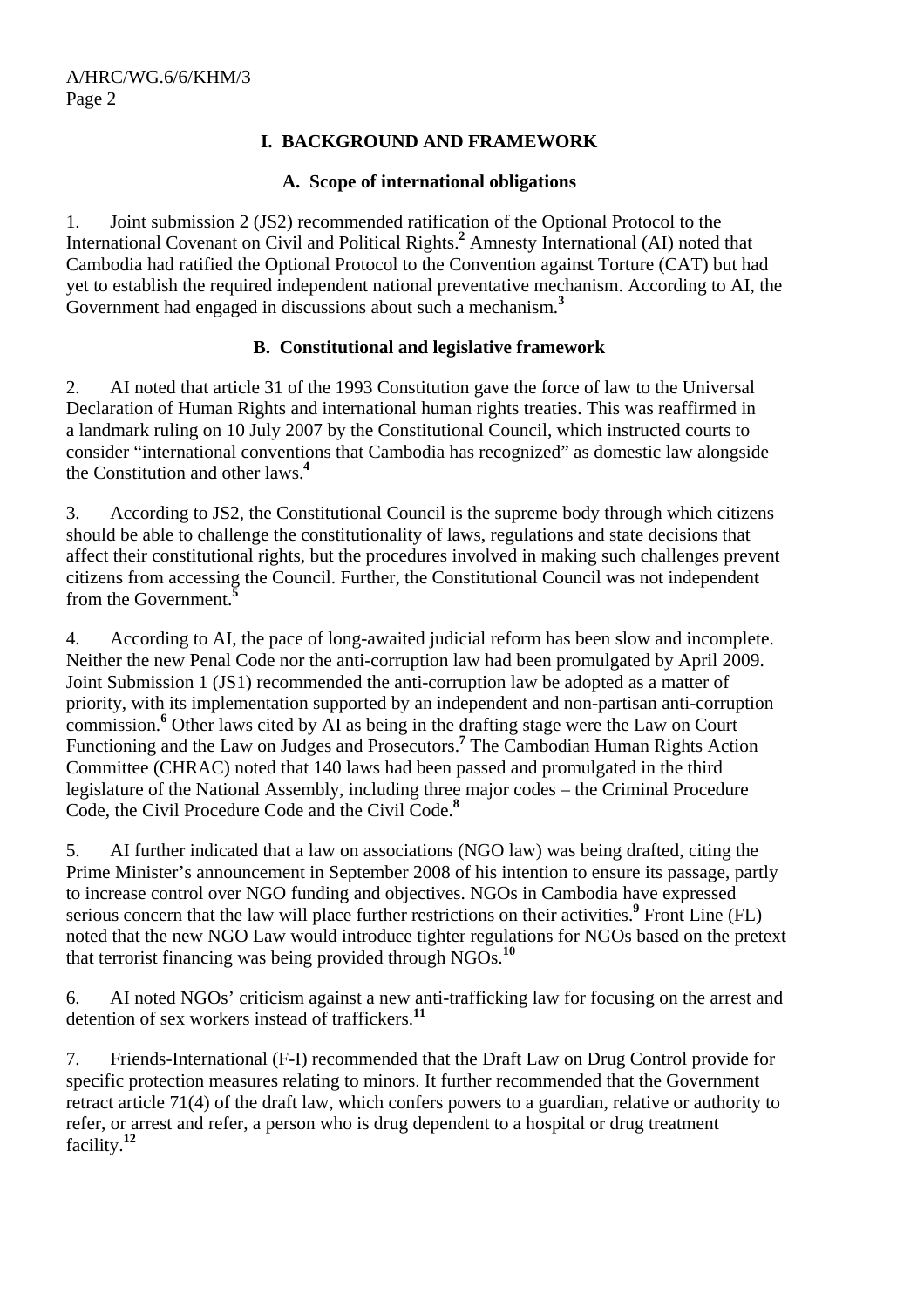# I. BACKGROUND AND FRAMEWORK

## A. Scope of international obligations

1. Joint submission 2 (JS2) recommended ratification of the Optional Protocol to the International Covenant on Civil and Political Rights.[2] Amnesty International (AI) noted that Cambodia had ratified the Optional Protocol to the Convention against Torture (CAT) but had yet to establish the required independent national preventative mechanism. According to AI, the Government had engaged in discussions about such a mechanism.[3]

## B. Constitutional and legislative framework

2. AI noted that article 31 of the 1993 Constitution gave the force of law to the Universal Declaration of Human Rights and international human rights treaties. This was reaffirmed in a landmark ruling on 10 July 2007 by the Constitutional Council, which instructed courts to consider "international conventions that Cambodia has recognized" as domestic law alongside the Constitution and other laws.[4]

3. According to JS2, the Constitutional Council is the supreme body through which citizens should be able to challenge the constitutionality of laws, regulations and state decisions that affect their constitutional rights, but the procedures involved in making such challenges prevent citizens from accessing the Council. Further, the Constitutional Council was not independent from the Government.[5]

4. According to AI, the pace of long-awaited judicial reform has been slow and incomplete. Neither the new Penal Code nor the anti-corruption law had been promulgated by April 2009. Joint Submission 1 (JS1) recommended the anti-corruption law be adopted as a matter of priority, with its implementation supported by an independent and non-partisan anti-corruption commission.[6] Other laws cited by AI as being in the drafting stage were the Law on Court Functioning and the Law on Judges and Prosecutors.[7] The Cambodian Human Rights Action Committee (CHRAC) noted that 140 laws had been passed and promulgated in the third legislature of the National Assembly, including three major codes – the Criminal Procedure Code, the Civil Procedure Code and the Civil Code.[8]

5. AI further indicated that a law on associations (NGO law) was being drafted, citing the Prime Minister's announcement in September 2008 of his intention to ensure its passage, partly to increase control over NGO funding and objectives. NGOs in Cambodia have expressed serious concern that the law will place further restrictions on their activities.[9] Front Line (FL) noted that the new NGO Law would introduce tighter regulations for NGOs based on the pretext that terrorist financing was being provided through NGOs.[10]

6. AI noted NGOs' criticism against a new anti-trafficking law for focusing on the arrest and detention of sex workers instead of traffickers.[11]

7. Friends-International (F-I) recommended that the Draft Law on Drug Control provide for specific protection measures relating to minors. It further recommended that the Government retract article 71(4) of the draft law, which confers powers to a guardian, relative or authority to refer, or arrest and refer, a person who is drug dependent to a hospital or drug treatment facility.[12]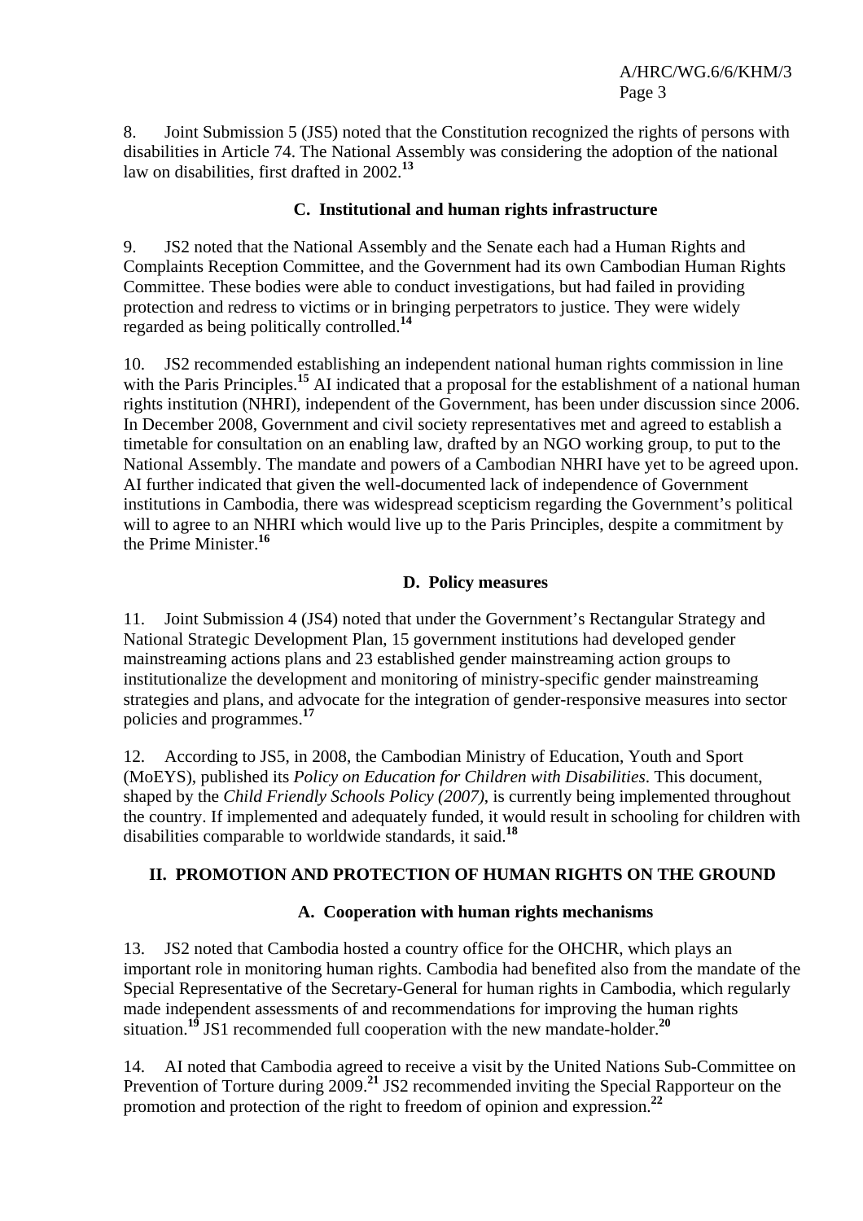8. Joint Submission 5 (JS5) noted that the Constitution recognized the rights of persons with disabilities in Article 74. The National Assembly was considering the adoption of the national law on disabilities, first drafted in 2002.[13]

### C. Institutional and human rights infrastructure

9. JS2 noted that the National Assembly and the Senate each had a Human Rights and Complaints Reception Committee, and the Government had its own Cambodian Human Rights Committee. These bodies were able to conduct investigations, but had failed in providing protection and redress to victims or in bringing perpetrators to justice. They were widely regarded as being politically controlled.[14]

10. JS2 recommended establishing an independent national human rights commission in line with the Paris Principles.[15] AI indicated that a proposal for the establishment of a national human rights institution (NHRI), independent of the Government, has been under discussion since 2006. In December 2008, Government and civil society representatives met and agreed to establish a timetable for consultation on an enabling law, drafted by an NGO working group, to put to the National Assembly. The mandate and powers of a Cambodian NHRI have yet to be agreed upon. AI further indicated that given the well-documented lack of independence of Government institutions in Cambodia, there was widespread scepticism regarding the Government's political will to agree to an NHRI which would live up to the Paris Principles, despite a commitment by the Prime Minister.[16]

### D. Policy measures

11. Joint Submission 4 (JS4) noted that under the Government's Rectangular Strategy and National Strategic Development Plan, 15 government institutions had developed gender mainstreaming actions plans and 23 established gender mainstreaming action groups to institutionalize the development and monitoring of ministry-specific gender mainstreaming strategies and plans, and advocate for the integration of gender-responsive measures into sector policies and programmes.[17]

12. According to JS5, in 2008, the Cambodian Ministry of Education, Youth and Sport (MoEYS), published its *Policy on Education for Children with Disabilities*. This document, shaped by the *Child Friendly Schools Policy (2007)*, is currently being implemented throughout the country. If implemented and adequately funded, it would result in schooling for children with disabilities comparable to worldwide standards, it said.[18]

## II. PROMOTION AND PROTECTION OF HUMAN RIGHTS ON THE GROUND

### A. Cooperation with human rights mechanisms

13. JS2 noted that Cambodia hosted a country office for the OHCHR, which plays an important role in monitoring human rights. Cambodia had benefited also from the mandate of the Special Representative of the Secretary-General for human rights in Cambodia, which regularly made independent assessments of and recommendations for improving the human rights situation.[19] JS1 recommended full cooperation with the new mandate-holder.[20]

14. AI noted that Cambodia agreed to receive a visit by the United Nations Sub-Committee on Prevention of Torture during 2009.[21] JS2 recommended inviting the Special Rapporteur on the promotion and protection of the right to freedom of opinion and expression.[22]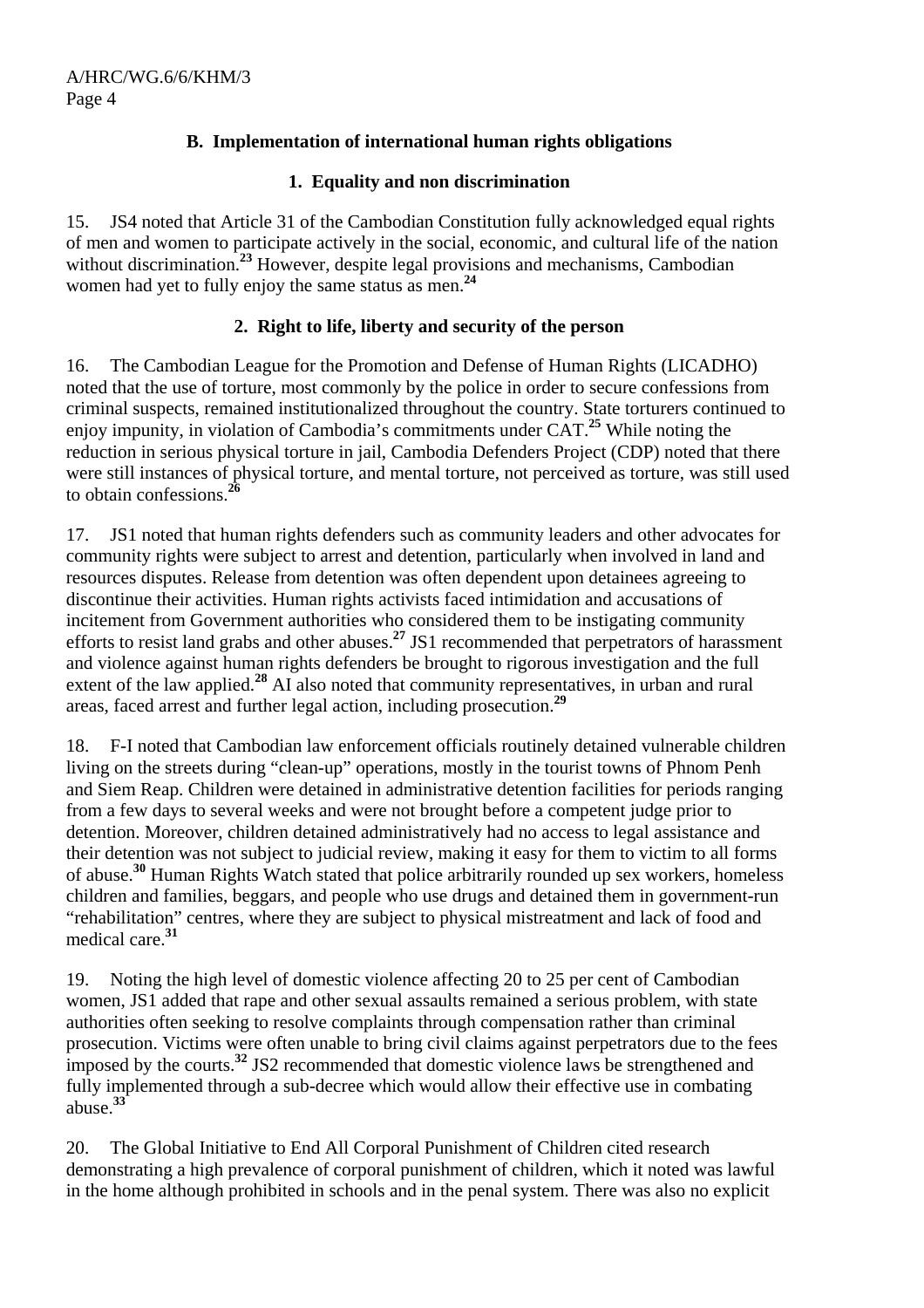### B. Implementation of international human rights obligations

#### 1. Equality and non discrimination

15. JS4 noted that Article 31 of the Cambodian Constitution fully acknowledged equal rights of men and women to participate actively in the social, economic, and cultural life of the nation without discrimination.[23] However, despite legal provisions and mechanisms, Cambodian women had yet to fully enjoy the same status as men.[24]

#### 2. Right to life, liberty and security of the person

16. The Cambodian League for the Promotion and Defense of Human Rights (LICADHO) noted that the use of torture, most commonly by the police in order to secure confessions from criminal suspects, remained institutionalized throughout the country. State torturers continued to enjoy impunity, in violation of Cambodia's commitments under CAT.[25] While noting the reduction in serious physical torture in jail, Cambodia Defenders Project (CDP) noted that there were still instances of physical torture, and mental torture, not perceived as torture, was still used to obtain confessions.[26]

17. JS1 noted that human rights defenders such as community leaders and other advocates for community rights were subject to arrest and detention, particularly when involved in land and resources disputes. Release from detention was often dependent upon detainees agreeing to discontinue their activities. Human rights activists faced intimidation and accusations of incitement from Government authorities who considered them to be instigating community efforts to resist land grabs and other abuses.[27] JS1 recommended that perpetrators of harassment and violence against human rights defenders be brought to rigorous investigation and the full extent of the law applied.[28] AI also noted that community representatives, in urban and rural areas, faced arrest and further legal action, including prosecution.[29]

18. F-I noted that Cambodian law enforcement officials routinely detained vulnerable children living on the streets during "clean-up" operations, mostly in the tourist towns of Phnom Penh and Siem Reap. Children were detained in administrative detention facilities for periods ranging from a few days to several weeks and were not brought before a competent judge prior to detention. Moreover, children detained administratively had no access to legal assistance and their detention was not subject to judicial review, making it easy for them to victim to all forms of abuse.[30] Human Rights Watch stated that police arbitrarily rounded up sex workers, homeless children and families, beggars, and people who use drugs and detained them in government-run "rehabilitation" centres, where they are subject to physical mistreatment and lack of food and medical care.[31]

19. Noting the high level of domestic violence affecting 20 to 25 per cent of Cambodian women, JS1 added that rape and other sexual assaults remained a serious problem, with state authorities often seeking to resolve complaints through compensation rather than criminal prosecution. Victims were often unable to bring civil claims against perpetrators due to the fees imposed by the courts.[32] JS2 recommended that domestic violence laws be strengthened and fully implemented through a sub-decree which would allow their effective use in combating abuse.[33]

20. The Global Initiative to End All Corporal Punishment of Children cited research demonstrating a high prevalence of corporal punishment of children, which it noted was lawful in the home although prohibited in schools and in the penal system. There was also no explicit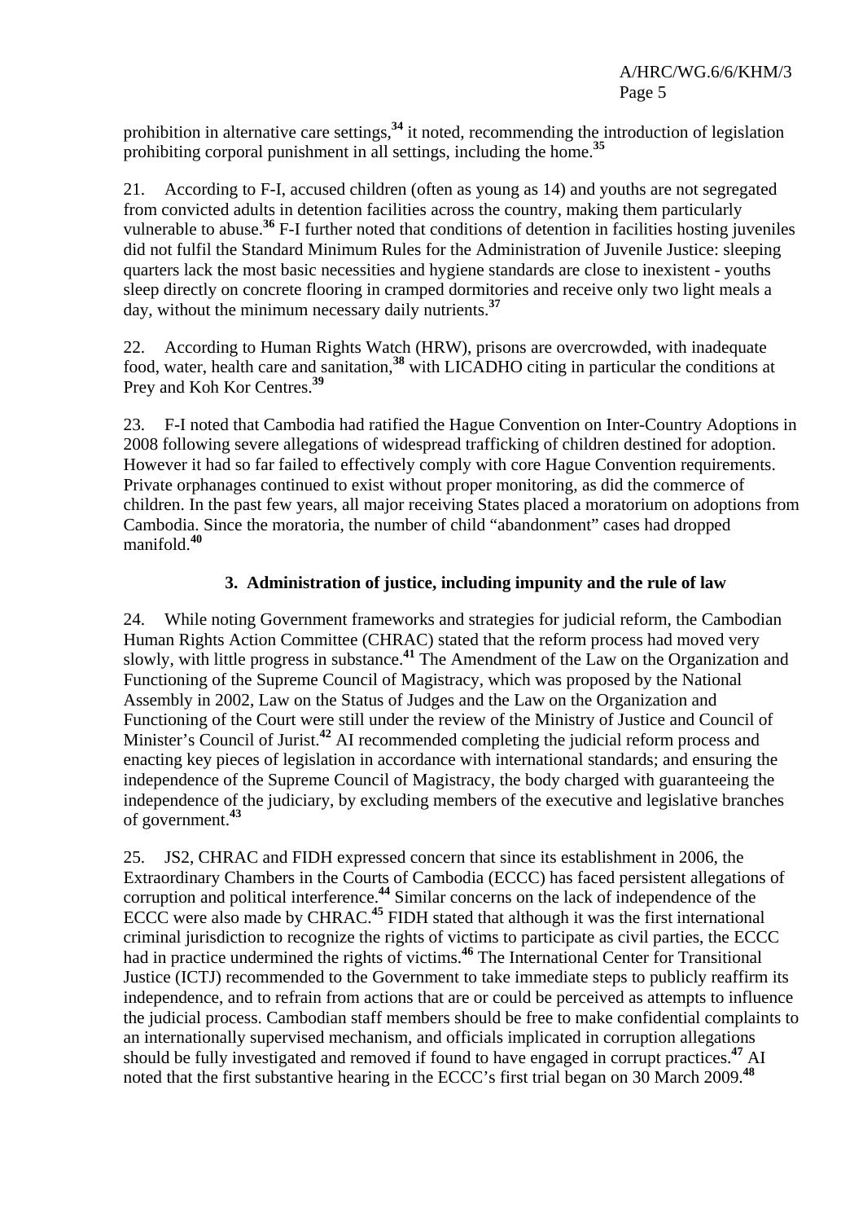prohibition in alternative care settings,[34] it noted, recommending the introduction of legislation prohibiting corporal punishment in all settings, including the home.[35]

21. According to F-I, accused children (often as young as 14) and youths are not segregated from convicted adults in detention facilities across the country, making them particularly vulnerable to abuse.[36] F-I further noted that conditions of detention in facilities hosting juveniles did not fulfil the Standard Minimum Rules for the Administration of Juvenile Justice: sleeping quarters lack the most basic necessities and hygiene standards are close to inexistent - youths sleep directly on concrete flooring in cramped dormitories and receive only two light meals a day, without the minimum necessary daily nutrients.[37]

22. According to Human Rights Watch (HRW), prisons are overcrowded, with inadequate food, water, health care and sanitation,[38] with LICADHO citing in particular the conditions at Prey and Koh Kor Centres.[39]

23. F-I noted that Cambodia had ratified the Hague Convention on Inter-Country Adoptions in 2008 following severe allegations of widespread trafficking of children destined for adoption. However it had so far failed to effectively comply with core Hague Convention requirements. Private orphanages continued to exist without proper monitoring, as did the commerce of children. In the past few years, all major receiving States placed a moratorium on adoptions from Cambodia. Since the moratoria, the number of child "abandonment" cases had dropped manifold.[40]

### 3. Administration of justice, including impunity and the rule of law

24. While noting Government frameworks and strategies for judicial reform, the Cambodian Human Rights Action Committee (CHRAC) stated that the reform process had moved very slowly, with little progress in substance.[41] The Amendment of the Law on the Organization and Functioning of the Supreme Council of Magistracy, which was proposed by the National Assembly in 2002, Law on the Status of Judges and the Law on the Organization and Functioning of the Court were still under the review of the Ministry of Justice and Council of Minister's Council of Jurist.[42] AI recommended completing the judicial reform process and enacting key pieces of legislation in accordance with international standards; and ensuring the independence of the Supreme Council of Magistracy, the body charged with guaranteeing the independence of the judiciary, by excluding members of the executive and legislative branches of government.[43]

25. JS2, CHRAC and FIDH expressed concern that since its establishment in 2006, the Extraordinary Chambers in the Courts of Cambodia (ECCC) has faced persistent allegations of corruption and political interference.[44] Similar concerns on the lack of independence of the ECCC were also made by CHRAC.[45] FIDH stated that although it was the first international criminal jurisdiction to recognize the rights of victims to participate as civil parties, the ECCC had in practice undermined the rights of victims.[46] The International Center for Transitional Justice (ICTJ) recommended to the Government to take immediate steps to publicly reaffirm its independence, and to refrain from actions that are or could be perceived as attempts to influence the judicial process. Cambodian staff members should be free to make confidential complaints to an internationally supervised mechanism, and officials implicated in corruption allegations should be fully investigated and removed if found to have engaged in corrupt practices.[47] AI noted that the first substantive hearing in the ECCC's first trial began on 30 March 2009.[48]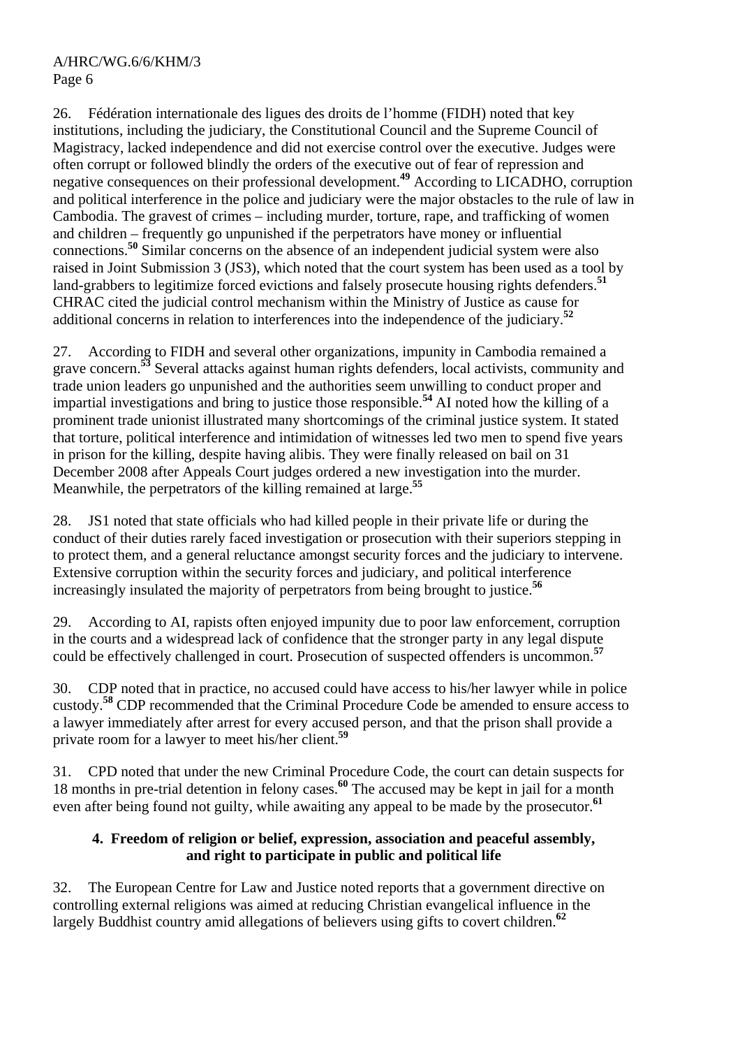26. Fédération internationale des ligues des droits de l'homme (FIDH) noted that key institutions, including the judiciary, the Constitutional Council and the Supreme Council of Magistracy, lacked independence and did not exercise control over the executive. Judges were often corrupt or followed blindly the orders of the executive out of fear of repression and negative consequences on their professional development.[49] According to LICADHO, corruption and political interference in the police and judiciary were the major obstacles to the rule of law in Cambodia. The gravest of crimes – including murder, torture, rape, and trafficking of women and children – frequently go unpunished if the perpetrators have money or influential connections.[50] Similar concerns on the absence of an independent judicial system were also raised in Joint Submission 3 (JS3), which noted that the court system has been used as a tool by land-grabbers to legitimize forced evictions and falsely prosecute housing rights defenders.[51] CHRAC cited the judicial control mechanism within the Ministry of Justice as cause for additional concerns in relation to interferences into the independence of the judiciary.[52]

27. According to FIDH and several other organizations, impunity in Cambodia remained a grave concern.[53] Several attacks against human rights defenders, local activists, community and trade union leaders go unpunished and the authorities seem unwilling to conduct proper and impartial investigations and bring to justice those responsible.[54] AI noted how the killing of a prominent trade unionist illustrated many shortcomings of the criminal justice system. It stated that torture, political interference and intimidation of witnesses led two men to spend five years in prison for the killing, despite having alibis. They were finally released on bail on 31 December 2008 after Appeals Court judges ordered a new investigation into the murder. Meanwhile, the perpetrators of the killing remained at large.[55]

28. JS1 noted that state officials who had killed people in their private life or during the conduct of their duties rarely faced investigation or prosecution with their superiors stepping in to protect them, and a general reluctance amongst security forces and the judiciary to intervene. Extensive corruption within the security forces and judiciary, and political interference increasingly insulated the majority of perpetrators from being brought to justice.[56]

29. According to AI, rapists often enjoyed impunity due to poor law enforcement, corruption in the courts and a widespread lack of confidence that the stronger party in any legal dispute could be effectively challenged in court. Prosecution of suspected offenders is uncommon.[57]

30. CDP noted that in practice, no accused could have access to his/her lawyer while in police custody.[58] CDP recommended that the Criminal Procedure Code be amended to ensure access to a lawyer immediately after arrest for every accused person, and that the prison shall provide a private room for a lawyer to meet his/her client.[59]

31. CPD noted that under the new Criminal Procedure Code, the court can detain suspects for 18 months in pre-trial detention in felony cases.[60] The accused may be kept in jail for a month even after being found not guilty, while awaiting any appeal to be made by the prosecutor.[61]

### 4. Freedom of religion or belief, expression, association and peaceful assembly, and right to participate in public and political life

32. The European Centre for Law and Justice noted reports that a government directive on controlling external religions was aimed at reducing Christian evangelical influence in the largely Buddhist country amid allegations of believers using gifts to covert children.[62]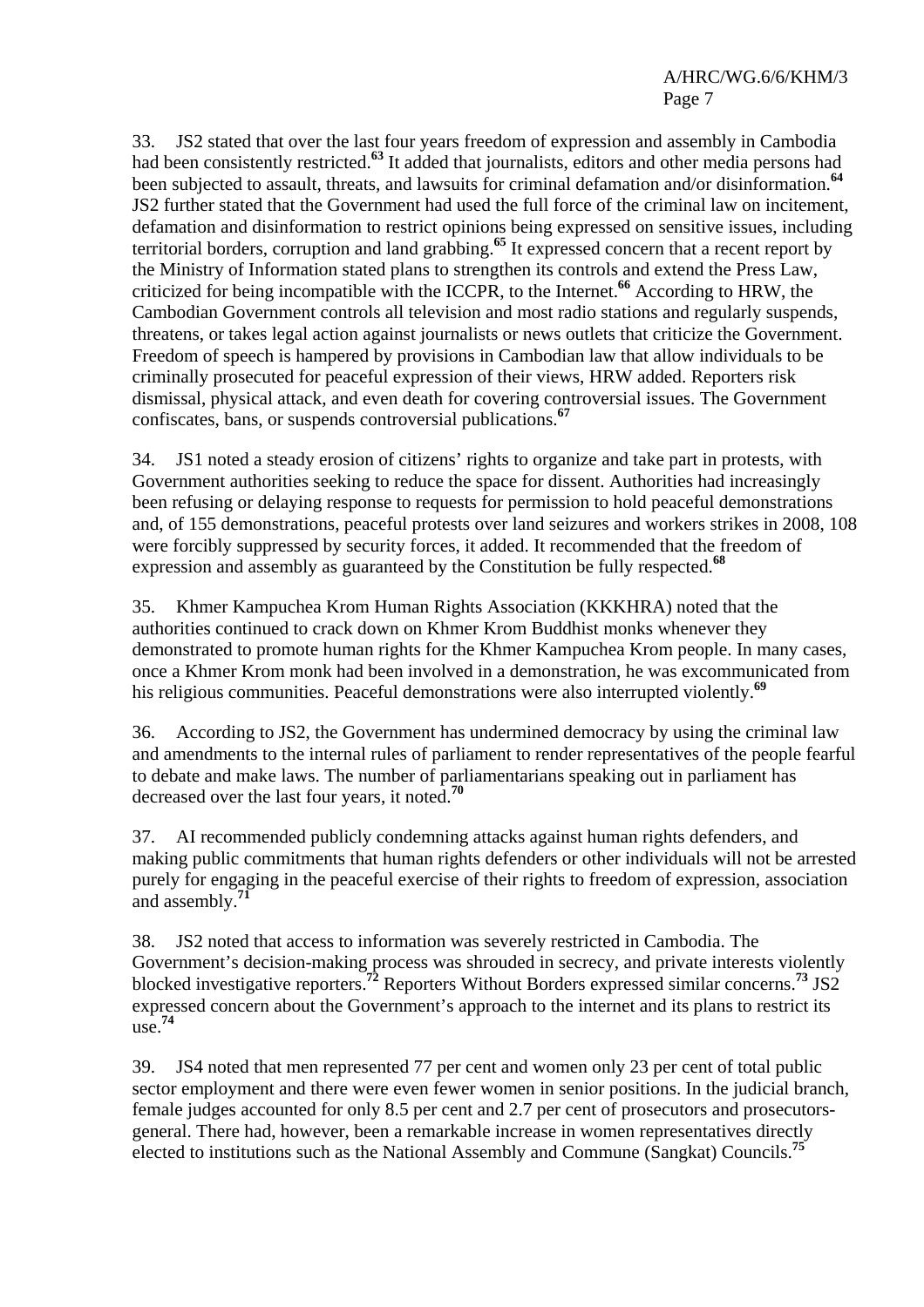33. JS2 stated that over the last four years freedom of expression and assembly in Cambodia had been consistently restricted.[63] It added that journalists, editors and other media persons had been subjected to assault, threats, and lawsuits for criminal defamation and/or disinformation.[64] JS2 further stated that the Government had used the full force of the criminal law on incitement, defamation and disinformation to restrict opinions being expressed on sensitive issues, including territorial borders, corruption and land grabbing.[65] It expressed concern that a recent report by the Ministry of Information stated plans to strengthen its controls and extend the Press Law, criticized for being incompatible with the ICCPR, to the Internet.[66] According to HRW, the Cambodian Government controls all television and most radio stations and regularly suspends, threatens, or takes legal action against journalists or news outlets that criticize the Government. Freedom of speech is hampered by provisions in Cambodian law that allow individuals to be criminally prosecuted for peaceful expression of their views, HRW added. Reporters risk dismissal, physical attack, and even death for covering controversial issues. The Government confiscates, bans, or suspends controversial publications.[67]

34. JS1 noted a steady erosion of citizens' rights to organize and take part in protests, with Government authorities seeking to reduce the space for dissent. Authorities had increasingly been refusing or delaying response to requests for permission to hold peaceful demonstrations and, of 155 demonstrations, peaceful protests over land seizures and workers strikes in 2008, 108 were forcibly suppressed by security forces, it added. It recommended that the freedom of expression and assembly as guaranteed by the Constitution be fully respected.[68]

35. Khmer Kampuchea Krom Human Rights Association (KKKHRA) noted that the authorities continued to crack down on Khmer Krom Buddhist monks whenever they demonstrated to promote human rights for the Khmer Kampuchea Krom people. In many cases, once a Khmer Krom monk had been involved in a demonstration, he was excommunicated from his religious communities. Peaceful demonstrations were also interrupted violently.[69]

36. According to JS2, the Government has undermined democracy by using the criminal law and amendments to the internal rules of parliament to render representatives of the people fearful to debate and make laws. The number of parliamentarians speaking out in parliament has decreased over the last four years, it noted.[70]

37. AI recommended publicly condemning attacks against human rights defenders, and making public commitments that human rights defenders or other individuals will not be arrested purely for engaging in the peaceful exercise of their rights to freedom of expression, association and assembly.[71]

38. JS2 noted that access to information was severely restricted in Cambodia. The Government's decision-making process was shrouded in secrecy, and private interests violently blocked investigative reporters.[72] Reporters Without Borders expressed similar concerns.[73] JS2 expressed concern about the Government's approach to the internet and its plans to restrict its use.[74]

39. JS4 noted that men represented 77 per cent and women only 23 per cent of total public sector employment and there were even fewer women in senior positions. In the judicial branch, female judges accounted for only 8.5 per cent and 2.7 per cent of prosecutors and prosecutors-general. There had, however, been a remarkable increase in women representatives directly elected to institutions such as the National Assembly and Commune (Sangkat) Councils.[75]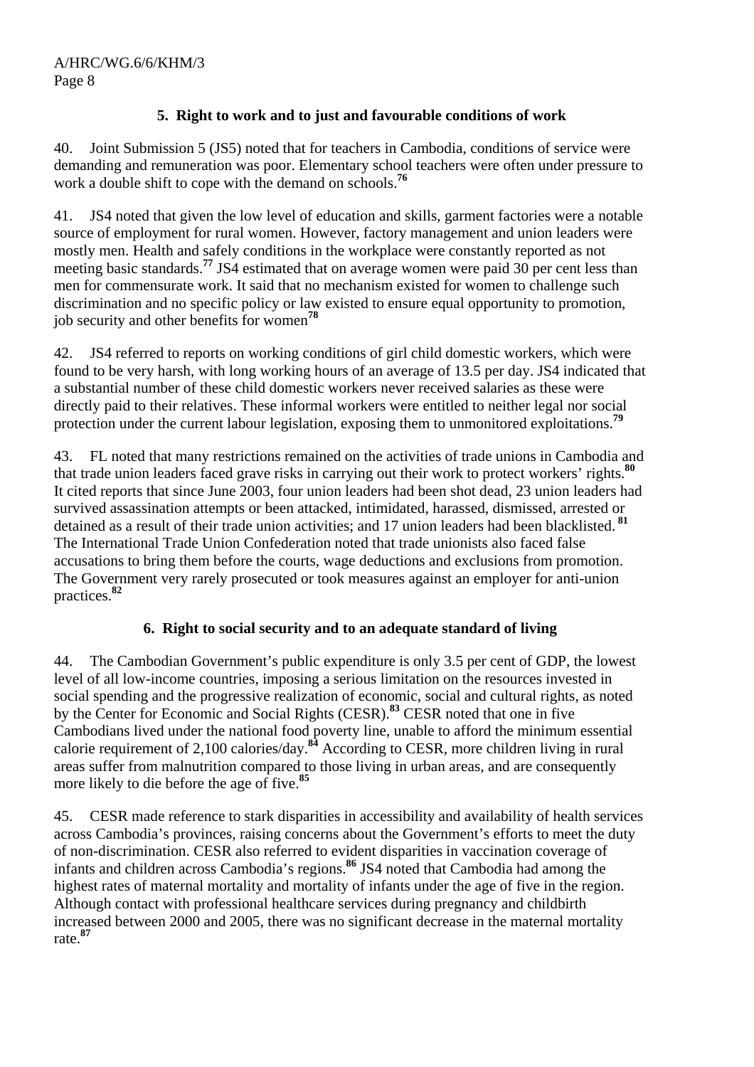### 5. Right to work and to just and favourable conditions of work

40. Joint Submission 5 (JS5) noted that for teachers in Cambodia, conditions of service were demanding and remuneration was poor. Elementary school teachers were often under pressure to work a double shift to cope with the demand on schools.[76]

41. JS4 noted that given the low level of education and skills, garment factories were a notable source of employment for rural women. However, factory management and union leaders were mostly men. Health and safely conditions in the workplace were constantly reported as not meeting basic standards.[77] JS4 estimated that on average women were paid 30 per cent less than men for commensurate work. It said that no mechanism existed for women to challenge such discrimination and no specific policy or law existed to ensure equal opportunity to promotion, job security and other benefits for women[78]

42. JS4 referred to reports on working conditions of girl child domestic workers, which were found to be very harsh, with long working hours of an average of 13.5 per day. JS4 indicated that a substantial number of these child domestic workers never received salaries as these were directly paid to their relatives. These informal workers were entitled to neither legal nor social protection under the current labour legislation, exposing them to unmonitored exploitations.[79]

43. FL noted that many restrictions remained on the activities of trade unions in Cambodia and that trade union leaders faced grave risks in carrying out their work to protect workers' rights.[80] It cited reports that since June 2003, four union leaders had been shot dead, 23 union leaders had survived assassination attempts or been attacked, intimidated, harassed, dismissed, arrested or detained as a result of their trade union activities; and 17 union leaders had been blacklisted.[81] The International Trade Union Confederation noted that trade unionists also faced false accusations to bring them before the courts, wage deductions and exclusions from promotion. The Government very rarely prosecuted or took measures against an employer for anti-union practices.[82]

### 6. Right to social security and to an adequate standard of living

44. The Cambodian Government's public expenditure is only 3.5 per cent of GDP, the lowest level of all low-income countries, imposing a serious limitation on the resources invested in social spending and the progressive realization of economic, social and cultural rights, as noted by the Center for Economic and Social Rights (CESR).[83] CESR noted that one in five Cambodians lived under the national food poverty line, unable to afford the minimum essential calorie requirement of 2,100 calories/day.[84] According to CESR, more children living in rural areas suffer from malnutrition compared to those living in urban areas, and are consequently more likely to die before the age of five.[85]

45. CESR made reference to stark disparities in accessibility and availability of health services across Cambodia's provinces, raising concerns about the Government's efforts to meet the duty of non-discrimination. CESR also referred to evident disparities in vaccination coverage of infants and children across Cambodia's regions.[86] JS4 noted that Cambodia had among the highest rates of maternal mortality and mortality of infants under the age of five in the region. Although contact with professional healthcare services during pregnancy and childbirth increased between 2000 and 2005, there was no significant decrease in the maternal mortality rate.[87]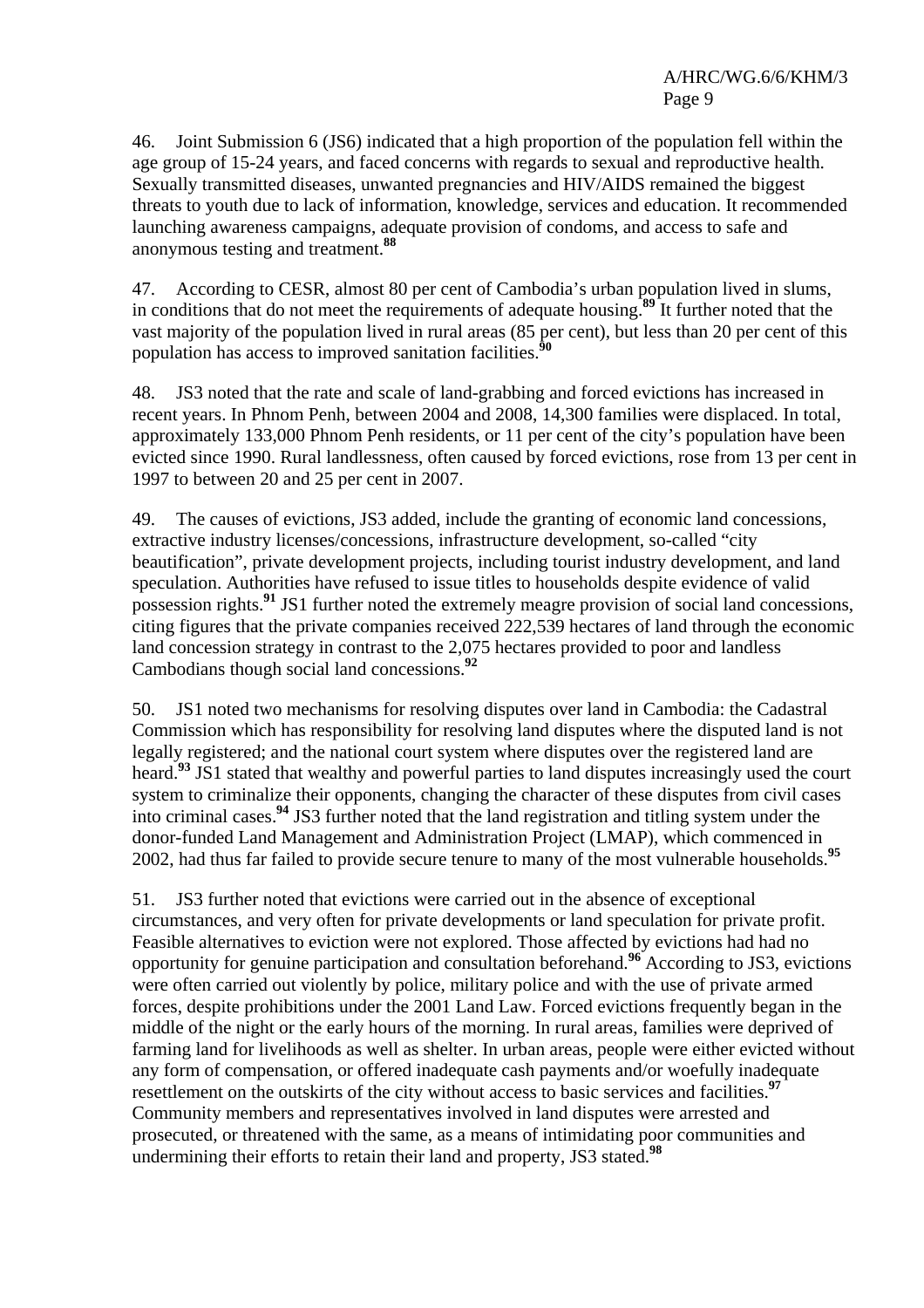46. Joint Submission 6 (JS6) indicated that a high proportion of the population fell within the age group of 15-24 years, and faced concerns with regards to sexual and reproductive health. Sexually transmitted diseases, unwanted pregnancies and HIV/AIDS remained the biggest threats to youth due to lack of information, knowledge, services and education. It recommended launching awareness campaigns, adequate provision of condoms, and access to safe and anonymous testing and treatment.[88]

47. According to CESR, almost 80 per cent of Cambodia's urban population lived in slums, in conditions that do not meet the requirements of adequate housing.[89] It further noted that the vast majority of the population lived in rural areas (85 per cent), but less than 20 per cent of this population has access to improved sanitation facilities.[90]

48. JS3 noted that the rate and scale of land-grabbing and forced evictions has increased in recent years. In Phnom Penh, between 2004 and 2008, 14,300 families were displaced. In total, approximately 133,000 Phnom Penh residents, or 11 per cent of the city's population have been evicted since 1990. Rural landlessness, often caused by forced evictions, rose from 13 per cent in 1997 to between 20 and 25 per cent in 2007.

49. The causes of evictions, JS3 added, include the granting of economic land concessions, extractive industry licenses/concessions, infrastructure development, so-called "city beautification", private development projects, including tourist industry development, and land speculation. Authorities have refused to issue titles to households despite evidence of valid possession rights.[91] JS1 further noted the extremely meagre provision of social land concessions, citing figures that the private companies received 222,539 hectares of land through the economic land concession strategy in contrast to the 2,075 hectares provided to poor and landless Cambodians though social land concessions.[92]

50. JS1 noted two mechanisms for resolving disputes over land in Cambodia: the Cadastral Commission which has responsibility for resolving land disputes where the disputed land is not legally registered; and the national court system where disputes over the registered land are heard.[93] JS1 stated that wealthy and powerful parties to land disputes increasingly used the court system to criminalize their opponents, changing the character of these disputes from civil cases into criminal cases.[94] JS3 further noted that the land registration and titling system under the donor-funded Land Management and Administration Project (LMAP), which commenced in 2002, had thus far failed to provide secure tenure to many of the most vulnerable households.[95]

51. JS3 further noted that evictions were carried out in the absence of exceptional circumstances, and very often for private developments or land speculation for private profit. Feasible alternatives to eviction were not explored. Those affected by evictions had had no opportunity for genuine participation and consultation beforehand.[96] According to JS3, evictions were often carried out violently by police, military police and with the use of private armed forces, despite prohibitions under the 2001 Land Law. Forced evictions frequently began in the middle of the night or the early hours of the morning. In rural areas, families were deprived of farming land for livelihoods as well as shelter. In urban areas, people were either evicted without any form of compensation, or offered inadequate cash payments and/or woefully inadequate resettlement on the outskirts of the city without access to basic services and facilities.[97] Community members and representatives involved in land disputes were arrested and prosecuted, or threatened with the same, as a means of intimidating poor communities and undermining their efforts to retain their land and property, JS3 stated.[98]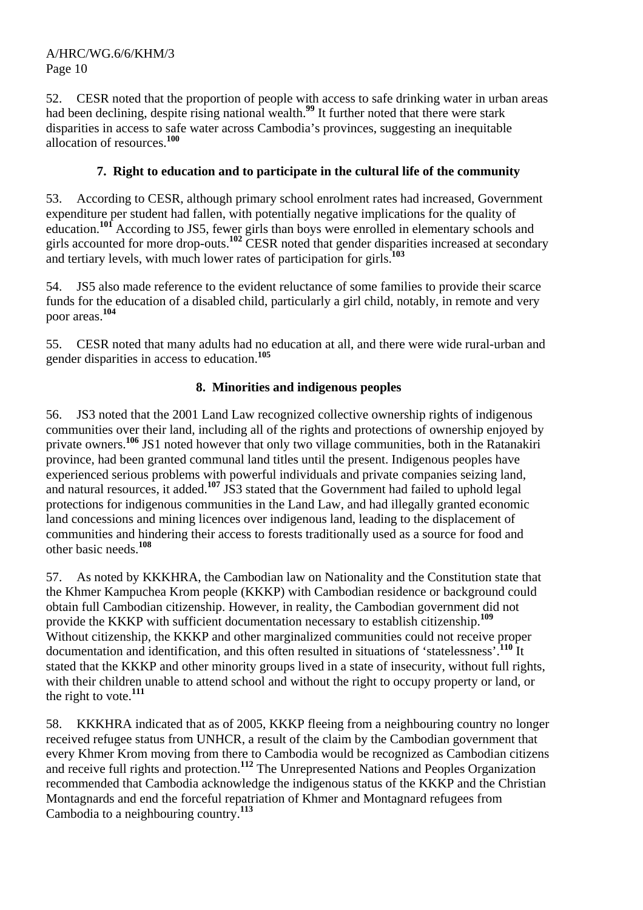52. CESR noted that the proportion of people with access to safe drinking water in urban areas had been declining, despite rising national wealth.[99] It further noted that there were stark disparities in access to safe water across Cambodia's provinces, suggesting an inequitable allocation of resources.[100]

### 7. Right to education and to participate in the cultural life of the community

53. According to CESR, although primary school enrolment rates had increased, Government expenditure per student had fallen, with potentially negative implications for the quality of education.[101] According to JS5, fewer girls than boys were enrolled in elementary schools and girls accounted for more drop-outs.[102] CESR noted that gender disparities increased at secondary and tertiary levels, with much lower rates of participation for girls.[103]

54. JS5 also made reference to the evident reluctance of some families to provide their scarce funds for the education of a disabled child, particularly a girl child, notably, in remote and very poor areas.[104]

55. CESR noted that many adults had no education at all, and there were wide rural-urban and gender disparities in access to education.[105]

### 8. Minorities and indigenous peoples

56. JS3 noted that the 2001 Land Law recognized collective ownership rights of indigenous communities over their land, including all of the rights and protections of ownership enjoyed by private owners.[106] JS1 noted however that only two village communities, both in the Ratanakiri province, had been granted communal land titles until the present. Indigenous peoples have experienced serious problems with powerful individuals and private companies seizing land, and natural resources, it added.[107] JS3 stated that the Government had failed to uphold legal protections for indigenous communities in the Land Law, and had illegally granted economic land concessions and mining licences over indigenous land, leading to the displacement of communities and hindering their access to forests traditionally used as a source for food and other basic needs.[108]

57. As noted by KKKHRA, the Cambodian law on Nationality and the Constitution state that the Khmer Kampuchea Krom people (KKKP) with Cambodian residence or background could obtain full Cambodian citizenship. However, in reality, the Cambodian government did not provide the KKKP with sufficient documentation necessary to establish citizenship.[109] Without citizenship, the KKKP and other marginalized communities could not receive proper documentation and identification, and this often resulted in situations of 'statelessness'.[110] It stated that the KKKP and other minority groups lived in a state of insecurity, without full rights, with their children unable to attend school and without the right to occupy property or land, or the right to vote.[111]

58. KKKHRA indicated that as of 2005, KKKP fleeing from a neighbouring country no longer received refugee status from UNHCR, a result of the claim by the Cambodian government that every Khmer Krom moving from there to Cambodia would be recognized as Cambodian citizens and receive full rights and protection.[112] The Unrepresented Nations and Peoples Organization recommended that Cambodia acknowledge the indigenous status of the KKKP and the Christian Montagnards and end the forceful repatriation of Khmer and Montagnard refugees from Cambodia to a neighbouring country.[113]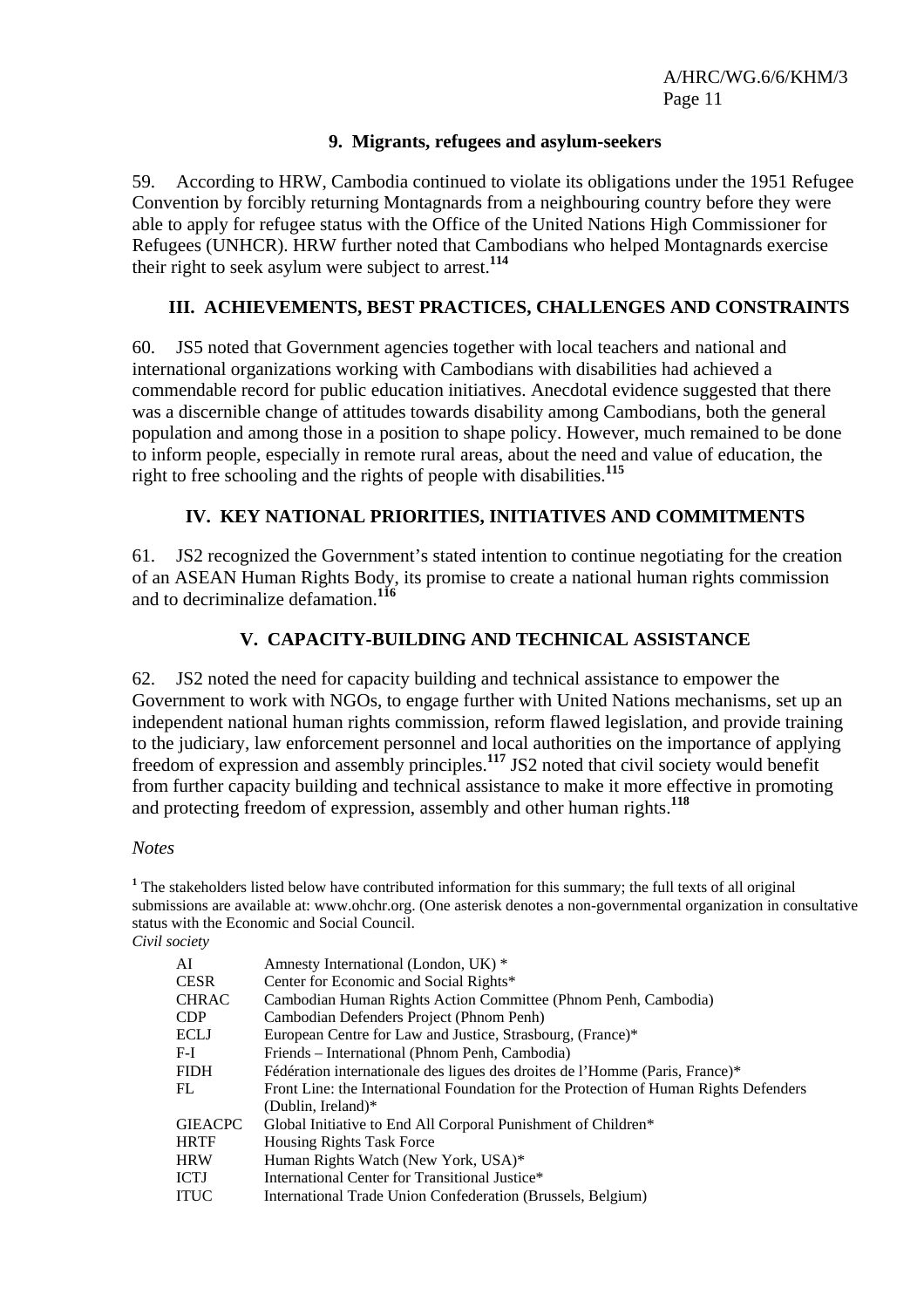### 9. Migrants, refugees and asylum-seekers

59. According to HRW, Cambodia continued to violate its obligations under the 1951 Refugee Convention by forcibly returning Montagnards from a neighbouring country before they were able to apply for refugee status with the Office of the United Nations High Commissioner for Refugees (UNHCR). HRW further noted that Cambodians who helped Montagnards exercise their right to seek asylum were subject to arrest.[114]

## III. ACHIEVEMENTS, BEST PRACTICES, CHALLENGES AND CONSTRAINTS

60. JS5 noted that Government agencies together with local teachers and national and international organizations working with Cambodians with disabilities had achieved a commendable record for public education initiatives. Anecdotal evidence suggested that there was a discernible change of attitudes towards disability among Cambodians, both the general population and among those in a position to shape policy. However, much remained to be done to inform people, especially in remote rural areas, about the need and value of education, the right to free schooling and the rights of people with disabilities.[115]

## IV. KEY NATIONAL PRIORITIES, INITIATIVES AND COMMITMENTS

61. JS2 recognized the Government's stated intention to continue negotiating for the creation of an ASEAN Human Rights Body, its promise to create a national human rights commission and to decriminalize defamation.[116]

## V. CAPACITY-BUILDING AND TECHNICAL ASSISTANCE

62. JS2 noted the need for capacity building and technical assistance to empower the Government to work with NGOs, to engage further with United Nations mechanisms, set up an independent national human rights commission, reform flawed legislation, and provide training to the judiciary, law enforcement personnel and local authorities on the importance of applying freedom of expression and assembly principles.[117] JS2 noted that civil society would benefit from further capacity building and technical assistance to make it more effective in promoting and protecting freedom of expression, assembly and other human rights.[118]

*Notes*

[1] The stakeholders listed below have contributed information for this summary; the full texts of all original submissions are available at: www.ohchr.org. (One asterisk denotes a non-governmental organization in consultative status with the Economic and Social Council.

*Civil society*

| | |
|---|---|
| AI | Amnesty International (London, UK) * |
| CESR | Center for Economic and Social Rights* |
| CHRAC | Cambodian Human Rights Action Committee (Phnom Penh, Cambodia) |
| CDP | Cambodian Defenders Project (Phnom Penh) |
| ECLJ | European Centre for Law and Justice, Strasbourg, (France)* |
| F-I | Friends – International (Phnom Penh, Cambodia) |
| FIDH | Fédération internationale des ligues des droites de l'Homme (Paris, France)* |
| FL | Front Line: the International Foundation for the Protection of Human Rights Defenders (Dublin, Ireland)* |
| GIEACPC | Global Initiative to End All Corporal Punishment of Children* |
| HRTF | Housing Rights Task Force |
| HRW | Human Rights Watch (New York, USA)* |
| ICTJ | International Center for Transitional Justice* |
| ITUC | International Trade Union Confederation (Brussels, Belgium) |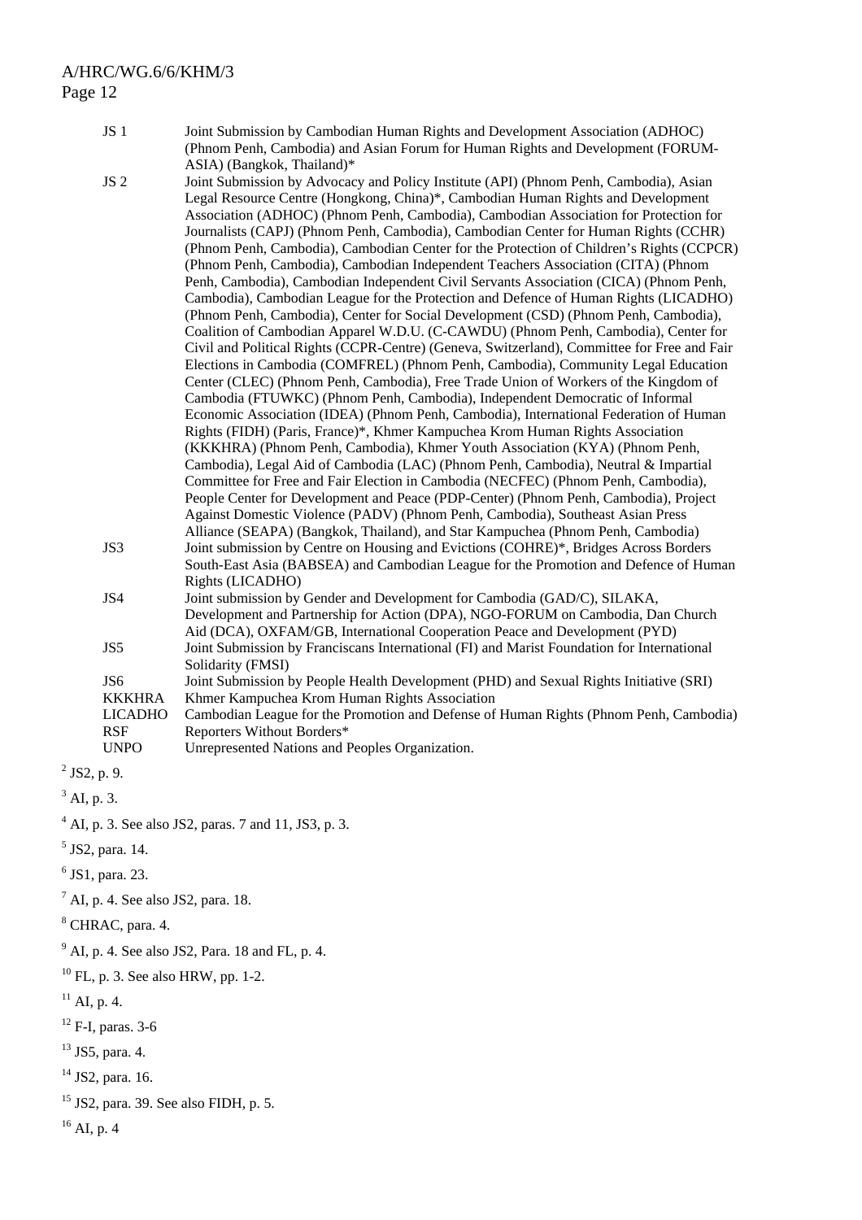| | |
|---|---|
| JS 1 | Joint Submission by Cambodian Human Rights and Development Association (ADHOC) (Phnom Penh, Cambodia) and Asian Forum for Human Rights and Development (FORUM-ASIA) (Bangkok, Thailand)* |
| JS 2 | Joint Submission by Advocacy and Policy Institute (API) (Phnom Penh, Cambodia), Asian Legal Resource Centre (Hongkong, China)*, Cambodian Human Rights and Development Association (ADHOC) (Phnom Penh, Cambodia), Cambodian Association for Protection for Journalists (CAPJ) (Phnom Penh, Cambodia), Cambodian Center for Human Rights (CCHR) (Phnom Penh, Cambodia), Cambodian Center for the Protection of Children's Rights (CCPCR) (Phnom Penh, Cambodia), Cambodian Independent Teachers Association (CITA) (Phnom Penh, Cambodia), Cambodian Independent Civil Servants Association (CICA) (Phnom Penh, Cambodia), Cambodian League for the Protection and Defence of Human Rights (LICADHO) (Phnom Penh, Cambodia), Center for Social Development (CSD) (Phnom Penh, Cambodia), Coalition of Cambodian Apparel W.D.U. (C-CAWDU) (Phnom Penh, Cambodia), Center for Civil and Political Rights (CCPR-Centre) (Geneva, Switzerland), Committee for Free and Fair Elections in Cambodia (COMFREL) (Phnom Penh, Cambodia), Community Legal Education Center (CLEC) (Phnom Penh, Cambodia), Free Trade Union of Workers of the Kingdom of Cambodia (FTUWKC) (Phnom Penh, Cambodia), Independent Democratic of Informal Economic Association (IDEA) (Phnom Penh, Cambodia), International Federation of Human Rights (FIDH) (Paris, France)*, Khmer Kampuchea Krom Human Rights Association (KKKHRA) (Phnom Penh, Cambodia), Khmer Youth Association (KYA) (Phnom Penh, Cambodia), Legal Aid of Cambodia (LAC) (Phnom Penh, Cambodia), Neutral & Impartial Committee for Free and Fair Election in Cambodia (NECFEC) (Phnom Penh, Cambodia), People Center for Development and Peace (PDP-Center) (Phnom Penh, Cambodia), Project Against Domestic Violence (PADV) (Phnom Penh, Cambodia), Southeast Asian Press Alliance (SEAPA) (Bangkok, Thailand), and Star Kampuchea (Phnom Penh, Cambodia) |
| JS3 | Joint submission by Centre on Housing and Evictions (COHRE)*, Bridges Across Borders South-East Asia (BABSEA) and Cambodian League for the Promotion and Defence of Human Rights (LICADHO) |
| JS4 | Joint submission by Gender and Development for Cambodia (GAD/C), SILAKA, Development and Partnership for Action (DPA), NGO-FORUM on Cambodia, Dan Church Aid (DCA), OXFAM/GB, International Cooperation Peace and Development (PYD) |
| JS5 | Joint Submission by Franciscans International (FI) and Marist Foundation for International Solidarity (FMSI) |
| JS6 | Joint Submission by People Health Development (PHD) and Sexual Rights Initiative (SRI) |
| KKKHRA | Khmer Kampuchea Krom Human Rights Association |
| LICADHO | Cambodian League for the Promotion and Defense of Human Rights (Phnom Penh, Cambodia) |
| RSF | Reporters Without Borders* |
| UNPO | Unrepresented Nations and Peoples Organization. |

[2] JS2, p. 9.

[3] AI, p. 3.

[4] AI, p. 3. See also JS2, paras. 7 and 11, JS3, p. 3.

[5] JS2, para. 14.

[6] JS1, para. 23.

[7] AI, p. 4. See also JS2, para. 18.

[8] CHRAC, para. 4.

[9] AI, p. 4. See also JS2, Para. 18 and FL, p. 4.

[10] FL, p. 3. See also HRW, pp. 1-2.

[11] AI, p. 4.

[12] F-I, paras. 3-6

[13] JS5, para. 4.

[14] JS2, para. 16.

[15] JS2, para. 39. See also FIDH, p. 5.

[16] AI, p. 4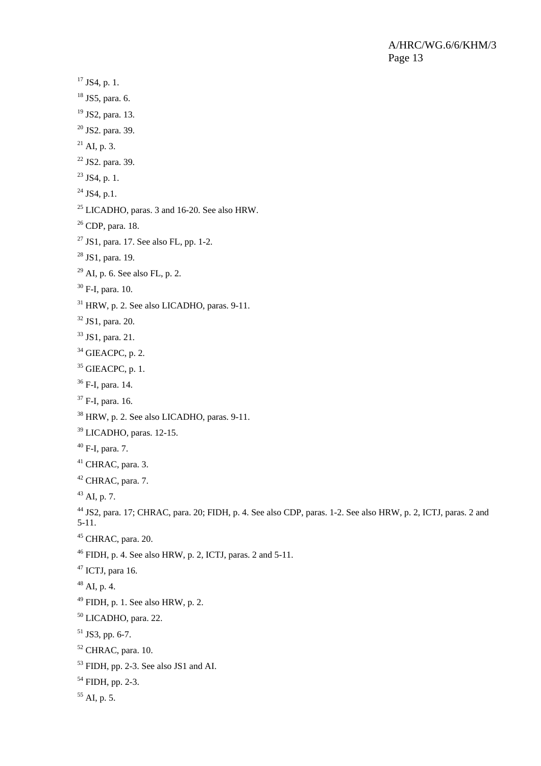[17] JS4, p. 1.

[18] JS5, para. 6.

[19] JS2, para. 13.

[20] JS2. para. 39.

[21] AI, p. 3.

[22] JS2. para. 39.

[23] JS4, p. 1.

[24] JS4, p.1.

[25] LICADHO, paras. 3 and 16-20. See also HRW.

[26] CDP, para. 18.

[27] JS1, para. 17. See also FL, pp. 1-2.

[28] JS1, para. 19.

[29] AI, p. 6. See also FL, p. 2.

[30] F-I, para. 10.

[31] HRW, p. 2. See also LICADHO, paras. 9-11.

[32] JS1, para. 20.

[33] JS1, para. 21.

[34] GIEACPC, p. 2.

[35] GIEACPC, p. 1.

[36] F-I, para. 14.

[37] F-I, para. 16.

[38] HRW, p. 2. See also LICADHO, paras. 9-11.

[39] LICADHO, paras. 12-15.

[40] F-I, para. 7.

[41] CHRAC, para. 3.

[42] CHRAC, para. 7.

[43] AI, p. 7.

[44] JS2, para. 17; CHRAC, para. 20; FIDH, p. 4. See also CDP, paras. 1-2. See also HRW, p. 2, ICTJ, paras. 2 and 5-11.

[45] CHRAC, para. 20.

[46] FIDH, p. 4. See also HRW, p. 2, ICTJ, paras. 2 and 5-11.

[47] ICTJ, para 16.

[48] AI, p. 4.

[49] FIDH, p. 1. See also HRW, p. 2.

[50] LICADHO, para. 22.

[51] JS3, pp. 6-7.

[52] CHRAC, para. 10.

[53] FIDH, pp. 2-3. See also JS1 and AI.

[54] FIDH, pp. 2-3.

[55] AI, p. 5.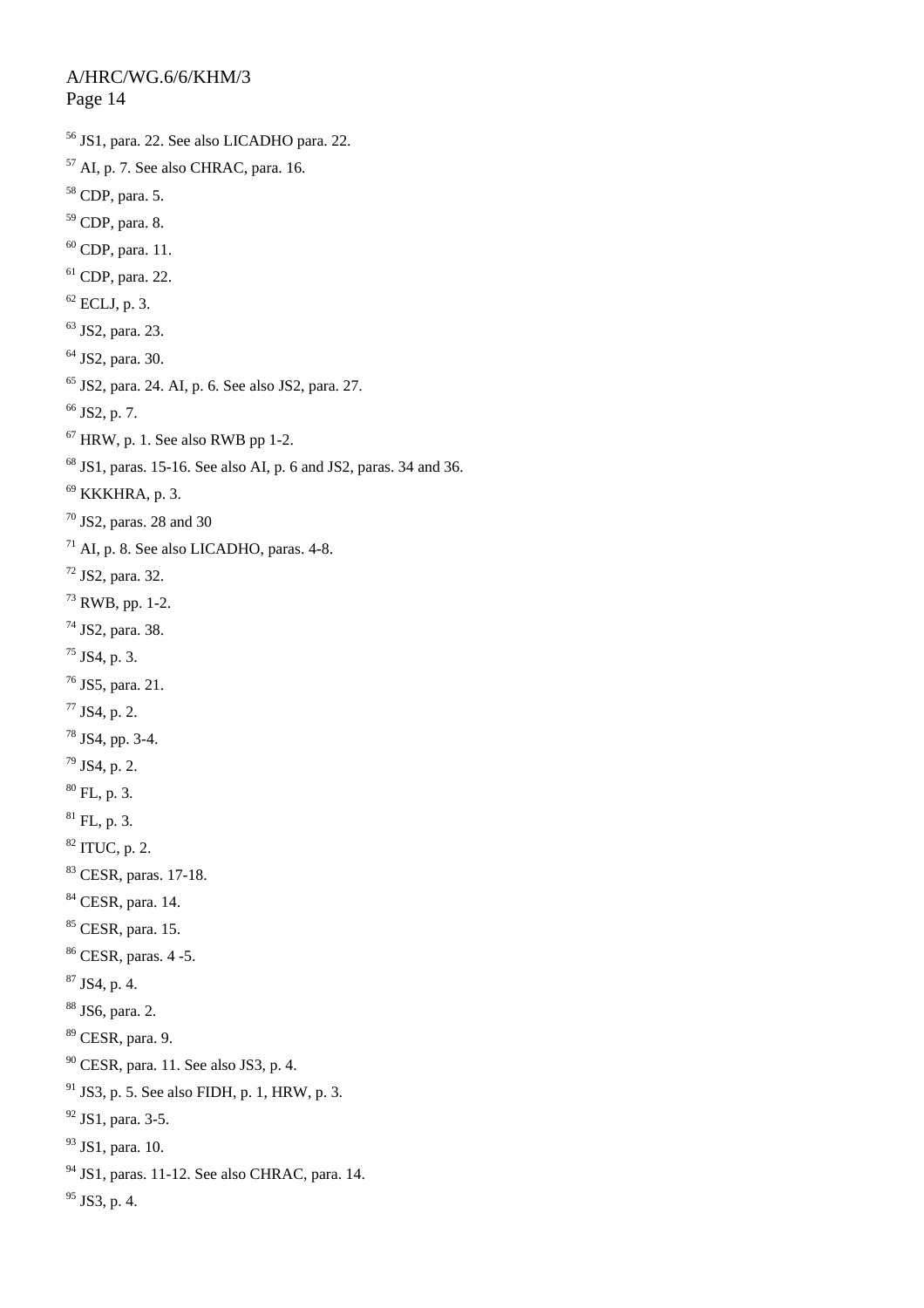[56] JS1, para. 22. See also LICADHO para. 22.

[57] AI, p. 7. See also CHRAC, para. 16.

[58] CDP, para. 5.

[59] CDP, para. 8.

[60] CDP, para. 11.

[61] CDP, para. 22.

[62] ECLJ, p. 3.

[63] JS2, para. 23.

[64] JS2, para. 30.

[65] JS2, para. 24. AI, p. 6. See also JS2, para. 27.

[66] JS2, p. 7.

[67] HRW, p. 1. See also RWB pp 1-2.

[68] JS1, paras. 15-16. See also AI, p. 6 and JS2, paras. 34 and 36.

[69] KKKHRA, p. 3.

[70] JS2, paras. 28 and 30

[71] AI, p. 8. See also LICADHO, paras. 4-8.

[72] JS2, para. 32.

[73] RWB, pp. 1-2.

[74] JS2, para. 38.

[75] JS4, p. 3.

[76] JS5, para. 21.

[77] JS4, p. 2.

[78] JS4, pp. 3-4.

[79] JS4, p. 2.

[80] FL, p. 3.

[81] FL, p. 3.

[82] ITUC, p. 2.

[83] CESR, paras. 17-18.

[84] CESR, para. 14.

[85] CESR, para. 15.

[86] CESR, paras. 4 -5.

[87] JS4, p. 4.

[88] JS6, para. 2.

[89] CESR, para. 9.

[90] CESR, para. 11. See also JS3, p. 4.

[91] JS3, p. 5. See also FIDH, p. 1, HRW, p. 3.

[92] JS1, para. 3-5.

[93] JS1, para. 10.

[94] JS1, paras. 11-12. See also CHRAC, para. 14.

[95] JS3, p. 4.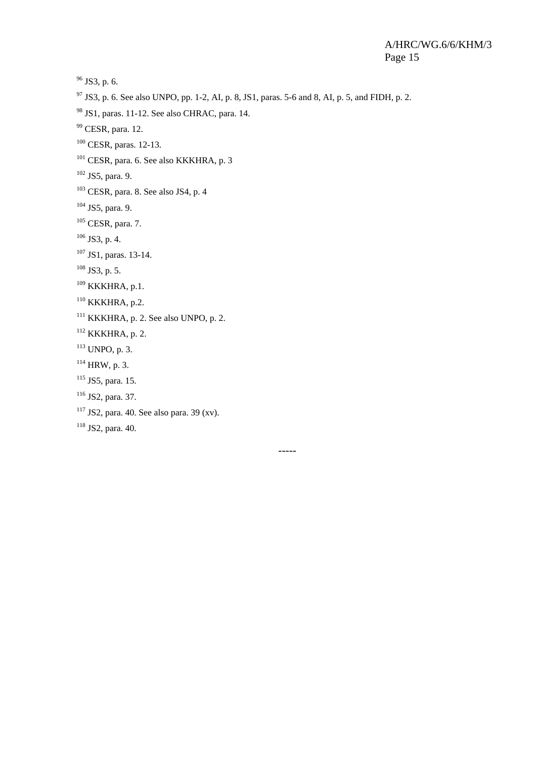[96] JS3, p. 6.

[97] JS3, p. 6. See also UNPO, pp. 1-2, AI, p. 8, JS1, paras. 5-6 and 8, AI, p. 5, and FIDH, p. 2.

[98] JS1, paras. 11-12. See also CHRAC, para. 14.

[99] CESR, para. 12.

[100] CESR, paras. 12-13.

[101] CESR, para. 6. See also KKKHRA, p. 3

[102] JS5, para. 9.

[103] CESR, para. 8. See also JS4, p. 4

[104] JS5, para. 9.

[105] CESR, para. 7.

[106] JS3, p. 4.

[107] JS1, paras. 13-14.

[108] JS3, p. 5.

[109] KKKHRA, p.1.

[110] KKKHRA, p.2.

[111] KKKHRA, p. 2. See also UNPO, p. 2.

[112] KKKHRA, p. 2.

[113] UNPO, p. 3.

[114] HRW, p. 3.

[115] JS5, para. 15.

[116] JS2, para. 37.

[117] JS2, para. 40. See also para. 39 (xv).

[118] JS2, para. 40.

-----